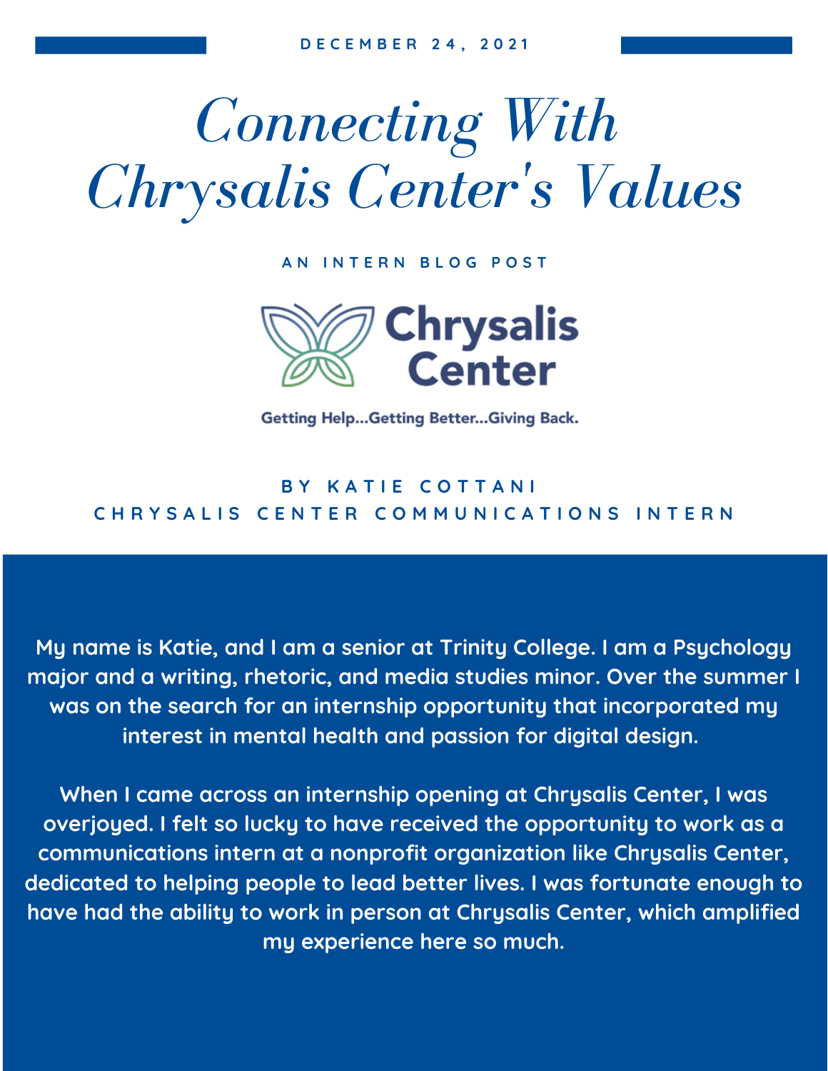DECEMBER 24, 2021

# *Connecting With Chrysalis Center's Values*

AN INTERN BLOG POST

Chrysalis Center

Getting Help...Getting Better...Giving Back.

BY KATIE COTTANI
CHRYSALIS CENTER COMMUNICATIONS INTERN

My name is Katie, and I am a senior at Trinity College. I am a Psychology major and a writing, rhetoric, and media studies minor. Over the summer I was on the search for an internship opportunity that incorporated my interest in mental health and passion for digital design.

When I came across an internship opening at Chrysalis Center, I was overjoyed. I felt so lucky to have received the opportunity to work as a communications intern at a nonprofit organization like Chrysalis Center, dedicated to helping people to lead better lives. I was fortunate enough to have had the ability to work in person at Chrysalis Center, which amplified my experience here so much.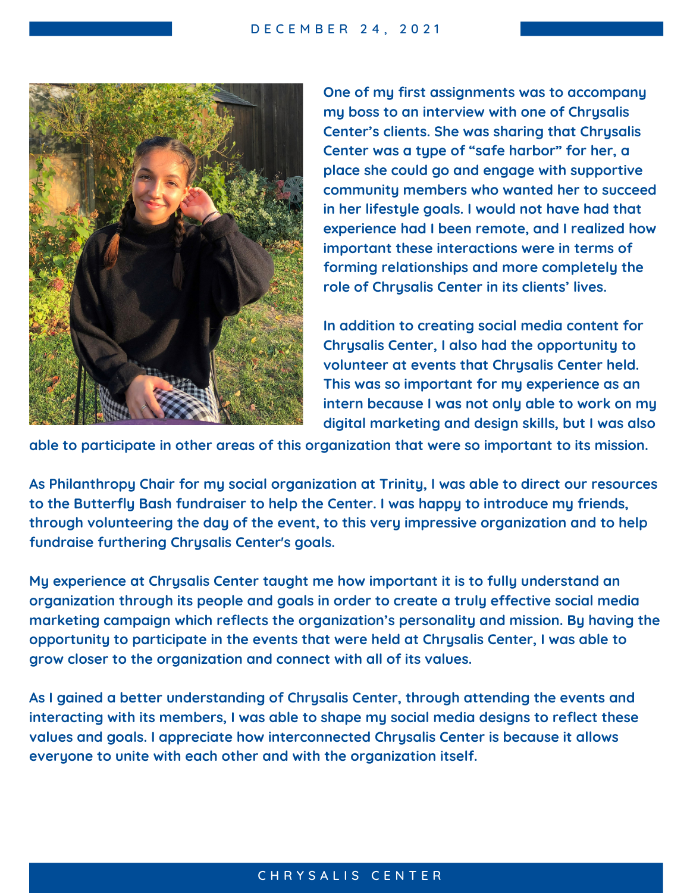DECEMBER 24, 2021

One of my first assignments was to accompany my boss to an interview with one of Chrysalis Center's clients. She was sharing that Chrysalis Center was a type of "safe harbor" for her, a place she could go and engage with supportive community members who wanted her to succeed in her lifestyle goals. I would not have had that experience had I been remote, and I realized how important these interactions were in terms of forming relationships and more completely the role of Chrysalis Center in its clients' lives.

In addition to creating social media content for Chrysalis Center, I also had the opportunity to volunteer at events that Chrysalis Center held. This was so important for my experience as an intern because I was not only able to work on my digital marketing and design skills, but I was also able to participate in other areas of this organization that were so important to its mission.

As Philanthropy Chair for my social organization at Trinity, I was able to direct our resources to the Butterfly Bash fundraiser to help the Center. I was happy to introduce my friends, through volunteering the day of the event, to this very impressive organization and to help fundraise furthering Chrysalis Center's goals.

My experience at Chrysalis Center taught me how important it is to fully understand an organization through its people and goals in order to create a truly effective social media marketing campaign which reflects the organization's personality and mission. By having the opportunity to participate in the events that were held at Chrysalis Center, I was able to grow closer to the organization and connect with all of its values.

As I gained a better understanding of Chrysalis Center, through attending the events and interacting with its members, I was able to shape my social media designs to reflect these values and goals. I appreciate how interconnected Chrysalis Center is because it allows everyone to unite with each other and with the organization itself.

CHRYSALIS CENTER